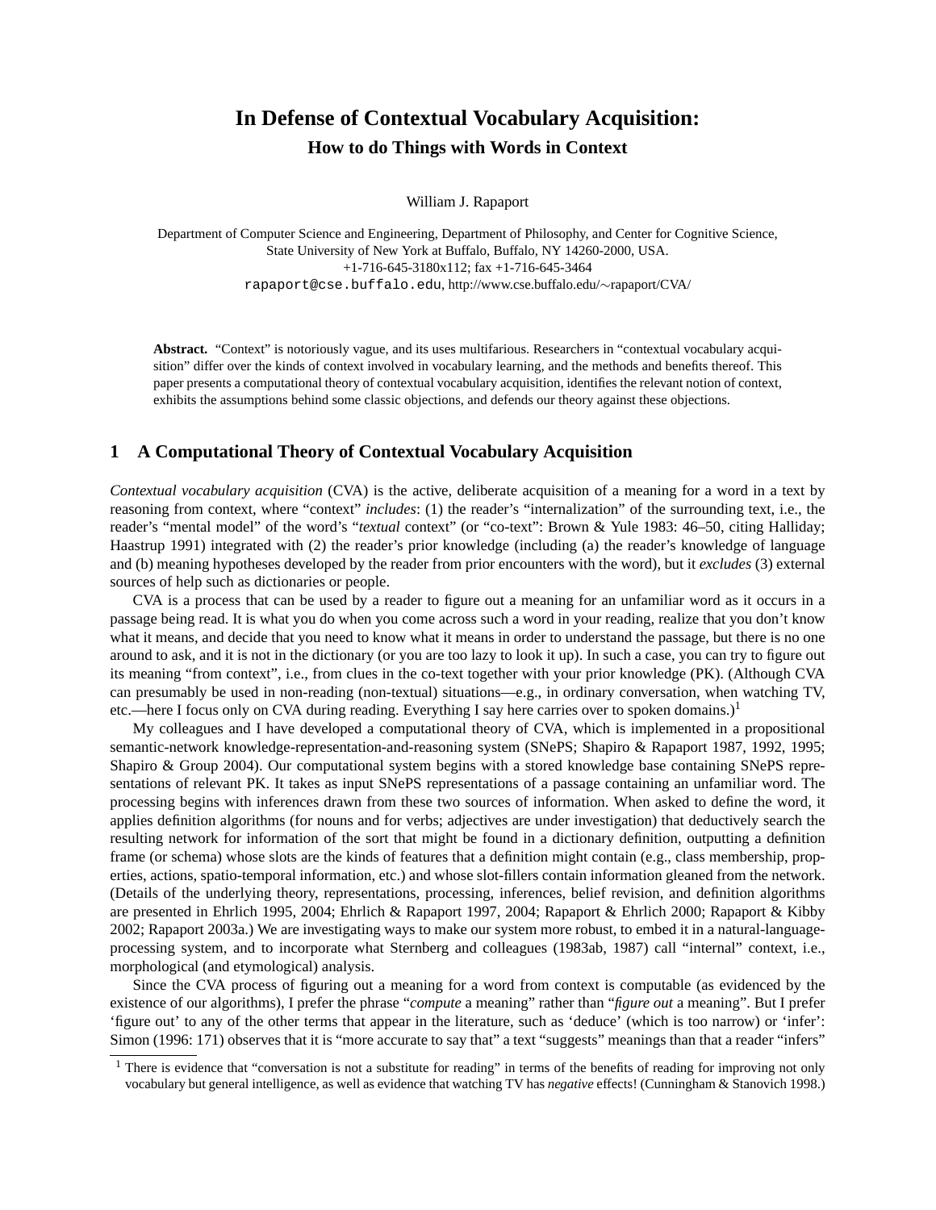# In Defense of Contextual Vocabulary Acquisition:

## How to do Things with Words in Context

William J. Rapaport

Department of Computer Science and Engineering, Department of Philosophy, and Center for Cognitive Science,
State University of New York at Buffalo, Buffalo, NY 14260-2000, USA.
+1-716-645-3180x112; fax +1-716-645-3464
rapaport@cse.buffalo.edu, http://www.cse.buffalo.edu/∼rapaport/CVA/

**Abstract.** "Context" is notoriously vague, and its uses multifarious. Researchers in "contextual vocabulary acquisition" differ over the kinds of context involved in vocabulary learning, and the methods and benefits thereof. This paper presents a computational theory of contextual vocabulary acquisition, identifies the relevant notion of context, exhibits the assumptions behind some classic objections, and defends our theory against these objections.

## 1 A Computational Theory of Contextual Vocabulary Acquisition

*Contextual vocabulary acquisition* (CVA) is the active, deliberate acquisition of a meaning for a word in a text by reasoning from context, where "context" *includes*: (1) the reader's "internalization" of the surrounding text, i.e., the reader's "mental model" of the word's "*textual* context" (or "co-text": Brown & Yule 1983: 46–50, citing Halliday; Haastrup 1991) integrated with (2) the reader's prior knowledge (including (a) the reader's knowledge of language and (b) meaning hypotheses developed by the reader from prior encounters with the word), but it *excludes* (3) external sources of help such as dictionaries or people.

CVA is a process that can be used by a reader to figure out a meaning for an unfamiliar word as it occurs in a passage being read. It is what you do when you come across such a word in your reading, realize that you don't know what it means, and decide that you need to know what it means in order to understand the passage, but there is no one around to ask, and it is not in the dictionary (or you are too lazy to look it up). In such a case, you can try to figure out its meaning "from context", i.e., from clues in the co-text together with your prior knowledge (PK). (Although CVA can presumably be used in non-reading (non-textual) situations—e.g., in ordinary conversation, when watching TV, etc.—here I focus only on CVA during reading. Everything I say here carries over to spoken domains.)[1]

My colleagues and I have developed a computational theory of CVA, which is implemented in a propositional semantic-network knowledge-representation-and-reasoning system (SNePS; Shapiro & Rapaport 1987, 1992, 1995; Shapiro & Group 2004). Our computational system begins with a stored knowledge base containing SNePS representations of relevant PK. It takes as input SNePS representations of a passage containing an unfamiliar word. The processing begins with inferences drawn from these two sources of information. When asked to define the word, it applies definition algorithms (for nouns and for verbs; adjectives are under investigation) that deductively search the resulting network for information of the sort that might be found in a dictionary definition, outputting a definition frame (or schema) whose slots are the kinds of features that a definition might contain (e.g., class membership, properties, actions, spatio-temporal information, etc.) and whose slot-fillers contain information gleaned from the network. (Details of the underlying theory, representations, processing, inferences, belief revision, and definition algorithms are presented in Ehrlich 1995, 2004; Ehrlich & Rapaport 1997, 2004; Rapaport & Ehrlich 2000; Rapaport & Kibby 2002; Rapaport 2003a.) We are investigating ways to make our system more robust, to embed it in a natural-language-processing system, and to incorporate what Sternberg and colleagues (1983ab, 1987) call "internal" context, i.e., morphological (and etymological) analysis.

Since the CVA process of figuring out a meaning for a word from context is computable (as evidenced by the existence of our algorithms), I prefer the phrase "*compute* a meaning" rather than "*figure out* a meaning". But I prefer 'figure out' to any of the other terms that appear in the literature, such as 'deduce' (which is too narrow) or 'infer': Simon (1996: 171) observes that it is "more accurate to say that" a text "suggests" meanings than that a reader "infers"

[1] There is evidence that "conversation is not a substitute for reading" in terms of the benefits of reading for improving not only vocabulary but general intelligence, as well as evidence that watching TV has *negative* effects! (Cunningham & Stanovich 1998.)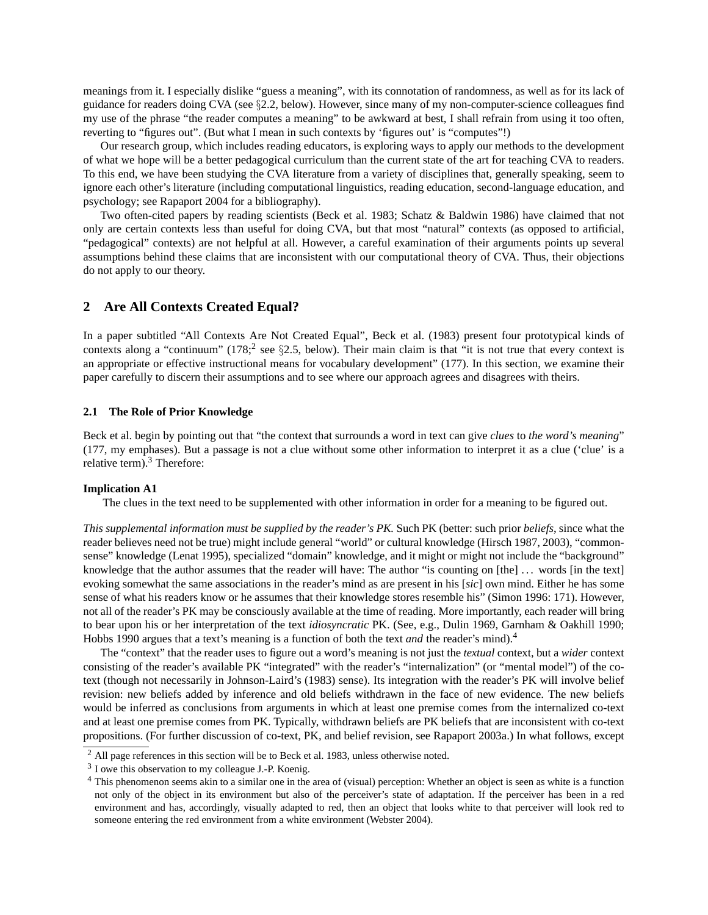meanings from it. I especially dislike "guess a meaning", with its connotation of randomness, as well as for its lack of guidance for readers doing CVA (see §2.2, below). However, since many of my non-computer-science colleagues find my use of the phrase "the reader computes a meaning" to be awkward at best, I shall refrain from using it too often, reverting to "figures out". (But what I mean in such contexts by 'figures out' is "computes"!)

Our research group, which includes reading educators, is exploring ways to apply our methods to the development of what we hope will be a better pedagogical curriculum than the current state of the art for teaching CVA to readers. To this end, we have been studying the CVA literature from a variety of disciplines that, generally speaking, seem to ignore each other's literature (including computational linguistics, reading education, second-language education, and psychology; see Rapaport 2004 for a bibliography).

Two often-cited papers by reading scientists (Beck et al. 1983; Schatz & Baldwin 1986) have claimed that not only are certain contexts less than useful for doing CVA, but that most "natural" contexts (as opposed to artificial, "pedagogical" contexts) are not helpful at all. However, a careful examination of their arguments points up several assumptions behind these claims that are inconsistent with our computational theory of CVA. Thus, their objections do not apply to our theory.

## 2 Are All Contexts Created Equal?

In a paper subtitled "All Contexts Are Not Created Equal", Beck et al. (1983) present four prototypical kinds of contexts along a "continuum" (178;[2] see §2.5, below). Their main claim is that "it is not true that every context is an appropriate or effective instructional means for vocabulary development" (177). In this section, we examine their paper carefully to discern their assumptions and to see where our approach agrees and disagrees with theirs.

### 2.1 The Role of Prior Knowledge

Beck et al. begin by pointing out that "the context that surrounds a word in text can give *clues* to *the word's meaning*" (177, my emphases). But a passage is not a clue without some other information to interpret it as a clue ('clue' is a relative term).[3] Therefore:

**Implication A1**

The clues in the text need to be supplemented with other information in order for a meaning to be figured out.

*This supplemental information must be supplied by the reader's PK.* Such PK (better: such prior *beliefs*, since what the reader believes need not be true) might include general "world" or cultural knowledge (Hirsch 1987, 2003), "common-sense" knowledge (Lenat 1995), specialized "domain" knowledge, and it might or might not include the "background" knowledge that the author assumes that the reader will have: The author "is counting on [the] ... words [in the text] evoking somewhat the same associations in the reader's mind as are present in his [*sic*] own mind. Either he has some sense of what his readers know or he assumes that their knowledge stores resemble his" (Simon 1996: 171). However, not all of the reader's PK may be consciously available at the time of reading. More importantly, each reader will bring to bear upon his or her interpretation of the text *idiosyncratic* PK. (See, e.g., Dulin 1969, Garnham & Oakhill 1990; Hobbs 1990 argues that a text's meaning is a function of both the text *and* the reader's mind).[4]

The "context" that the reader uses to figure out a word's meaning is not just the *textual* context, but a *wider* context consisting of the reader's available PK "integrated" with the reader's "internalization" (or "mental model") of the co-text (though not necessarily in Johnson-Laird's (1983) sense). Its integration with the reader's PK will involve belief revision: new beliefs added by inference and old beliefs withdrawn in the face of new evidence. The new beliefs would be inferred as conclusions from arguments in which at least one premise comes from the internalized co-text and at least one premise comes from PK. Typically, withdrawn beliefs are PK beliefs that are inconsistent with co-text propositions. (For further discussion of co-text, PK, and belief revision, see Rapaport 2003a.) In what follows, except

---

[2] All page references in this section will be to Beck et al. 1983, unless otherwise noted.

[3] I owe this observation to my colleague J.-P. Koenig.

[4] This phenomenon seems akin to a similar one in the area of (visual) perception: Whether an object is seen as white is a function not only of the object in its environment but also of the perceiver's state of adaptation. If the perceiver has been in a red environment and has, accordingly, visually adapted to red, then an object that looks white to that perceiver will look red to someone entering the red environment from a white environment (Webster 2004).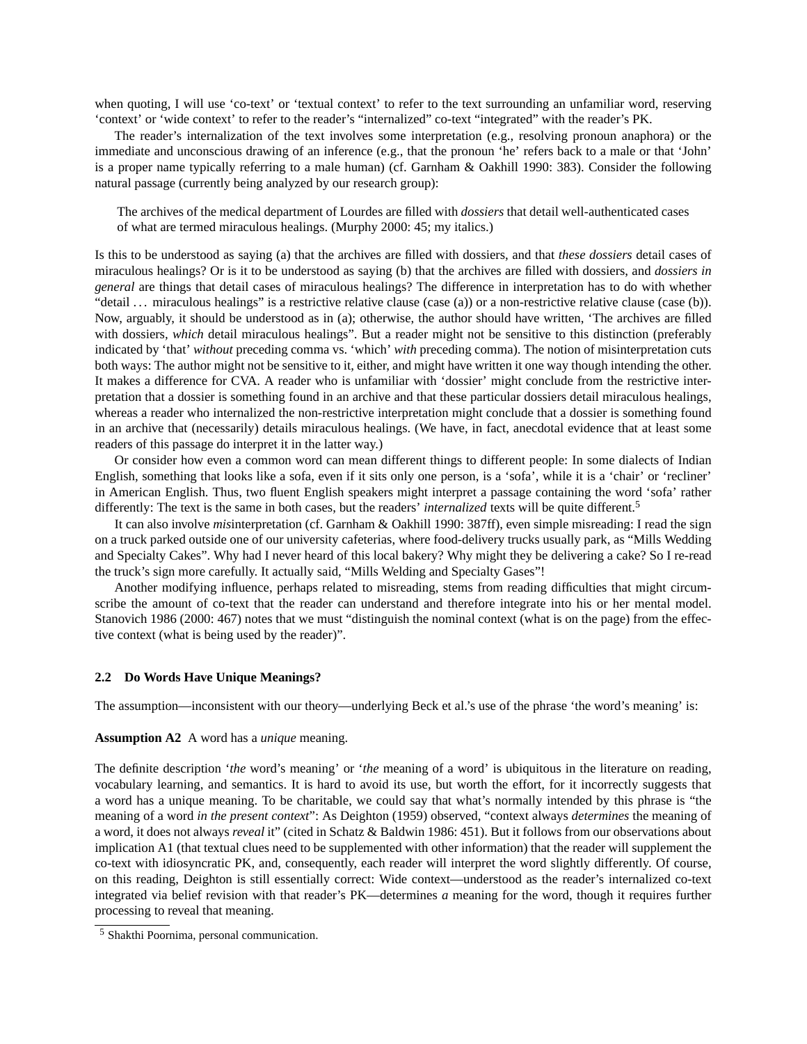when quoting, I will use 'co-text' or 'textual context' to refer to the text surrounding an unfamiliar word, reserving 'context' or 'wide context' to refer to the reader's "internalized" co-text "integrated" with the reader's PK.

The reader's internalization of the text involves some interpretation (e.g., resolving pronoun anaphora) or the immediate and unconscious drawing of an inference (e.g., that the pronoun 'he' refers back to a male or that 'John' is a proper name typically referring to a male human) (cf. Garnham & Oakhill 1990: 383). Consider the following natural passage (currently being analyzed by our research group):

> The archives of the medical department of Lourdes are filled with *dossiers* that detail well-authenticated cases of what are termed miraculous healings. (Murphy 2000: 45; my italics.)

Is this to be understood as saying (a) that the archives are filled with dossiers, and that *these dossiers* detail cases of miraculous healings? Or is it to be understood as saying (b) that the archives are filled with dossiers, and *dossiers in general* are things that detail cases of miraculous healings? The difference in interpretation has to do with whether "detail ... miraculous healings" is a restrictive relative clause (case (a)) or a non-restrictive relative clause (case (b)). Now, arguably, it should be understood as in (a); otherwise, the author should have written, 'The archives are filled with dossiers, *which* detail miraculous healings". But a reader might not be sensitive to this distinction (preferably indicated by 'that' *without* preceding comma vs. 'which' *with* preceding comma). The notion of misinterpretation cuts both ways: The author might not be sensitive to it, either, and might have written it one way though intending the other. It makes a difference for CVA. A reader who is unfamiliar with 'dossier' might conclude from the restrictive interpretation that a dossier is something found in an archive and that these particular dossiers detail miraculous healings, whereas a reader who internalized the non-restrictive interpretation might conclude that a dossier is something found in an archive that (necessarily) details miraculous healings. (We have, in fact, anecdotal evidence that at least some readers of this passage do interpret it in the latter way.)

Or consider how even a common word can mean different things to different people: In some dialects of Indian English, something that looks like a sofa, even if it sits only one person, is a 'sofa', while it is a 'chair' or 'recliner' in American English. Thus, two fluent English speakers might interpret a passage containing the word 'sofa' rather differently: The text is the same in both cases, but the readers' *internalized* texts will be quite different.[5]

It can also involve *mis*interpretation (cf. Garnham & Oakhill 1990: 387ff), even simple misreading: I read the sign on a truck parked outside one of our university cafeterias, where food-delivery trucks usually park, as "Mills Wedding and Specialty Cakes". Why had I never heard of this local bakery? Why might they be delivering a cake? So I re-read the truck's sign more carefully. It actually said, "Mills Welding and Specialty Gases"!

Another modifying influence, perhaps related to misreading, stems from reading difficulties that might circumscribe the amount of co-text that the reader can understand and therefore integrate into his or her mental model. Stanovich 1986 (2000: 467) notes that we must "distinguish the nominal context (what is on the page) from the effective context (what is being used by the reader)".

### 2.2 Do Words Have Unique Meanings?

The assumption—inconsistent with our theory—underlying Beck et al.'s use of the phrase 'the word's meaning' is:

**Assumption A2** A word has a *unique* meaning.

The definite description '*the* word's meaning' or '*the* meaning of a word' is ubiquitous in the literature on reading, vocabulary learning, and semantics. It is hard to avoid its use, but worth the effort, for it incorrectly suggests that a word has a unique meaning. To be charitable, we could say that what's normally intended by this phrase is "the meaning of a word *in the present context*": As Deighton (1959) observed, "context always *determines* the meaning of a word, it does not always *reveal* it" (cited in Schatz & Baldwin 1986: 451). But it follows from our observations about implication A1 (that textual clues need to be supplemented with other information) that the reader will supplement the co-text with idiosyncratic PK, and, consequently, each reader will interpret the word slightly differently. Of course, on this reading, Deighton is still essentially correct: Wide context—understood as the reader's internalized co-text integrated via belief revision with that reader's PK—determines *a* meaning for the word, though it requires further processing to reveal that meaning.

[5] Shakthi Poornima, personal communication.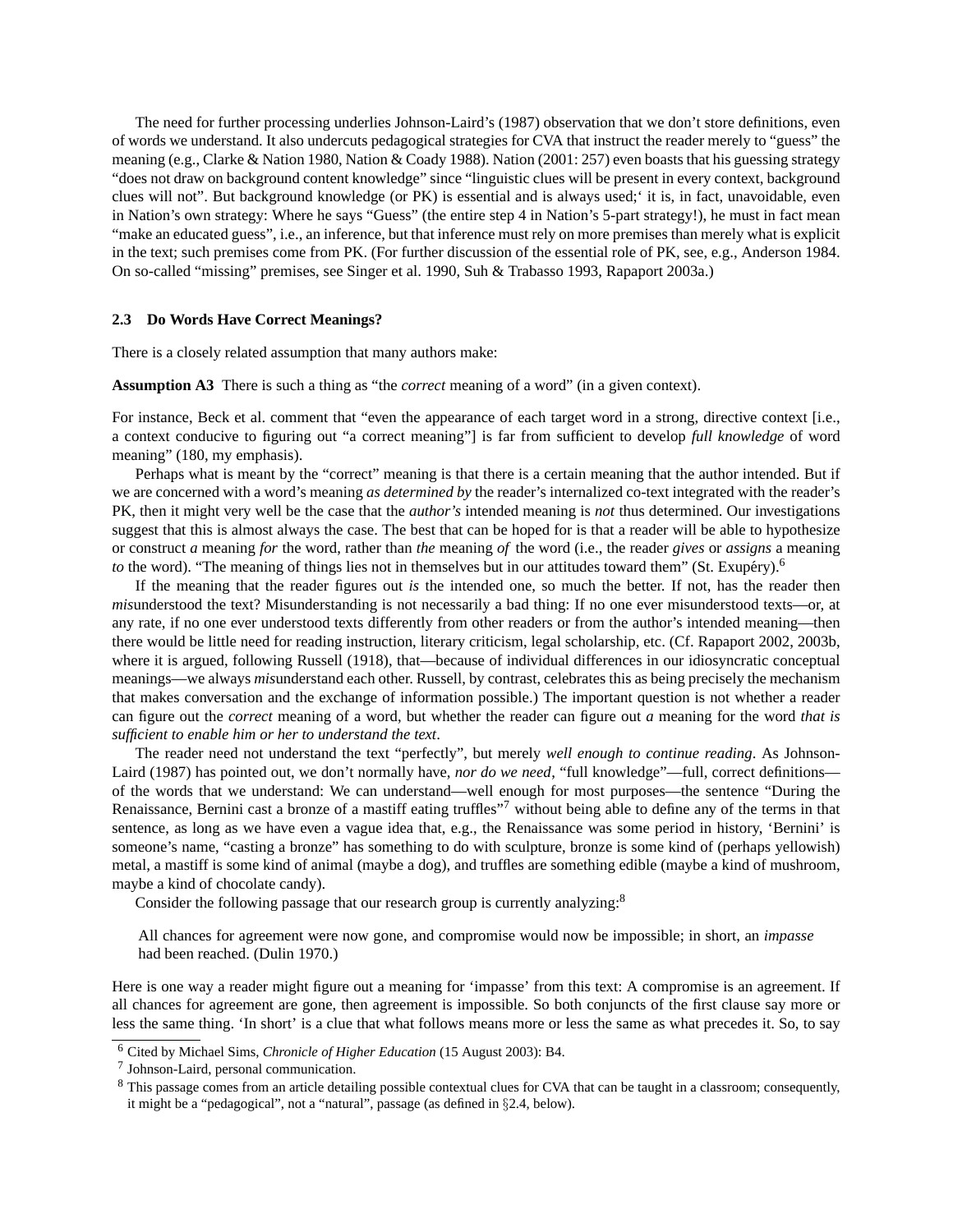The need for further processing underlies Johnson-Laird's (1987) observation that we don't store definitions, even of words we understand. It also undercuts pedagogical strategies for CVA that instruct the reader merely to "guess" the meaning (e.g., Clarke & Nation 1980, Nation & Coady 1988). Nation (2001: 257) even boasts that his guessing strategy "does not draw on background content knowledge" since "linguistic clues will be present in every context, background clues will not". But background knowledge (or PK) is essential and is always used;' it is, in fact, unavoidable, even in Nation's own strategy: Where he says "Guess" (the entire step 4 in Nation's 5-part strategy!), he must in fact mean "make an educated guess", i.e., an inference, but that inference must rely on more premises than merely what is explicit in the text; such premises come from PK. (For further discussion of the essential role of PK, see, e.g., Anderson 1984. On so-called "missing" premises, see Singer et al. 1990, Suh & Trabasso 1993, Rapaport 2003a.)

### 2.3 Do Words Have Correct Meanings?

There is a closely related assumption that many authors make:

**Assumption A3** There is such a thing as "the *correct* meaning of a word" (in a given context).

For instance, Beck et al. comment that "even the appearance of each target word in a strong, directive context [i.e., a context conducive to figuring out "a correct meaning"] is far from sufficient to develop *full knowledge* of word meaning" (180, my emphasis).

Perhaps what is meant by the "correct" meaning is that there is a certain meaning that the author intended. But if we are concerned with a word's meaning *as determined by* the reader's internalized co-text integrated with the reader's PK, then it might very well be the case that the *author's* intended meaning is *not* thus determined. Our investigations suggest that this is almost always the case. The best that can be hoped for is that a reader will be able to hypothesize or construct *a* meaning *for* the word, rather than *the* meaning *of* the word (i.e., the reader *gives* or *assigns* a meaning *to* the word). "The meaning of things lies not in themselves but in our attitudes toward them" (St. Exupéry).[6]

If the meaning that the reader figures out *is* the intended one, so much the better. If not, has the reader then *mis*understood the text? Misunderstanding is not necessarily a bad thing: If no one ever misunderstood texts—or, at any rate, if no one ever understood texts differently from other readers or from the author's intended meaning—then there would be little need for reading instruction, literary criticism, legal scholarship, etc. (Cf. Rapaport 2002, 2003b, where it is argued, following Russell (1918), that—because of individual differences in our idiosyncratic conceptual meanings—we always *mis*understand each other. Russell, by contrast, celebrates this as being precisely the mechanism that makes conversation and the exchange of information possible.) The important question is not whether a reader can figure out the *correct* meaning of a word, but whether the reader can figure out *a* meaning for the word *that is sufficient to enable him or her to understand the text*.

The reader need not understand the text "perfectly", but merely *well enough to continue reading*. As Johnson-Laird (1987) has pointed out, we don't normally have, *nor do we need*, "full knowledge"—full, correct definitions—of the words that we understand: We can understand—well enough for most purposes—the sentence "During the Renaissance, Bernini cast a bronze of a mastiff eating truffles"[7] without being able to define any of the terms in that sentence, as long as we have even a vague idea that, e.g., the Renaissance was some period in history, 'Bernini' is someone's name, "casting a bronze" has something to do with sculpture, bronze is some kind of (perhaps yellowish) metal, a mastiff is some kind of animal (maybe a dog), and truffles are something edible (maybe a kind of mushroom, maybe a kind of chocolate candy).

Consider the following passage that our research group is currently analyzing:[8]

> All chances for agreement were now gone, and compromise would now be impossible; in short, an *impasse* had been reached. (Dulin 1970.)

Here is one way a reader might figure out a meaning for 'impasse' from this text: A compromise is an agreement. If all chances for agreement are gone, then agreement is impossible. So both conjuncts of the first clause say more or less the same thing. 'In short' is a clue that what follows means more or less the same as what precedes it. So, to say

[6] Cited by Michael Sims, *Chronicle of Higher Education* (15 August 2003): B4.

[7] Johnson-Laird, personal communication.

[8] This passage comes from an article detailing possible contextual clues for CVA that can be taught in a classroom; consequently, it might be a "pedagogical", not a "natural", passage (as defined in §2.4, below).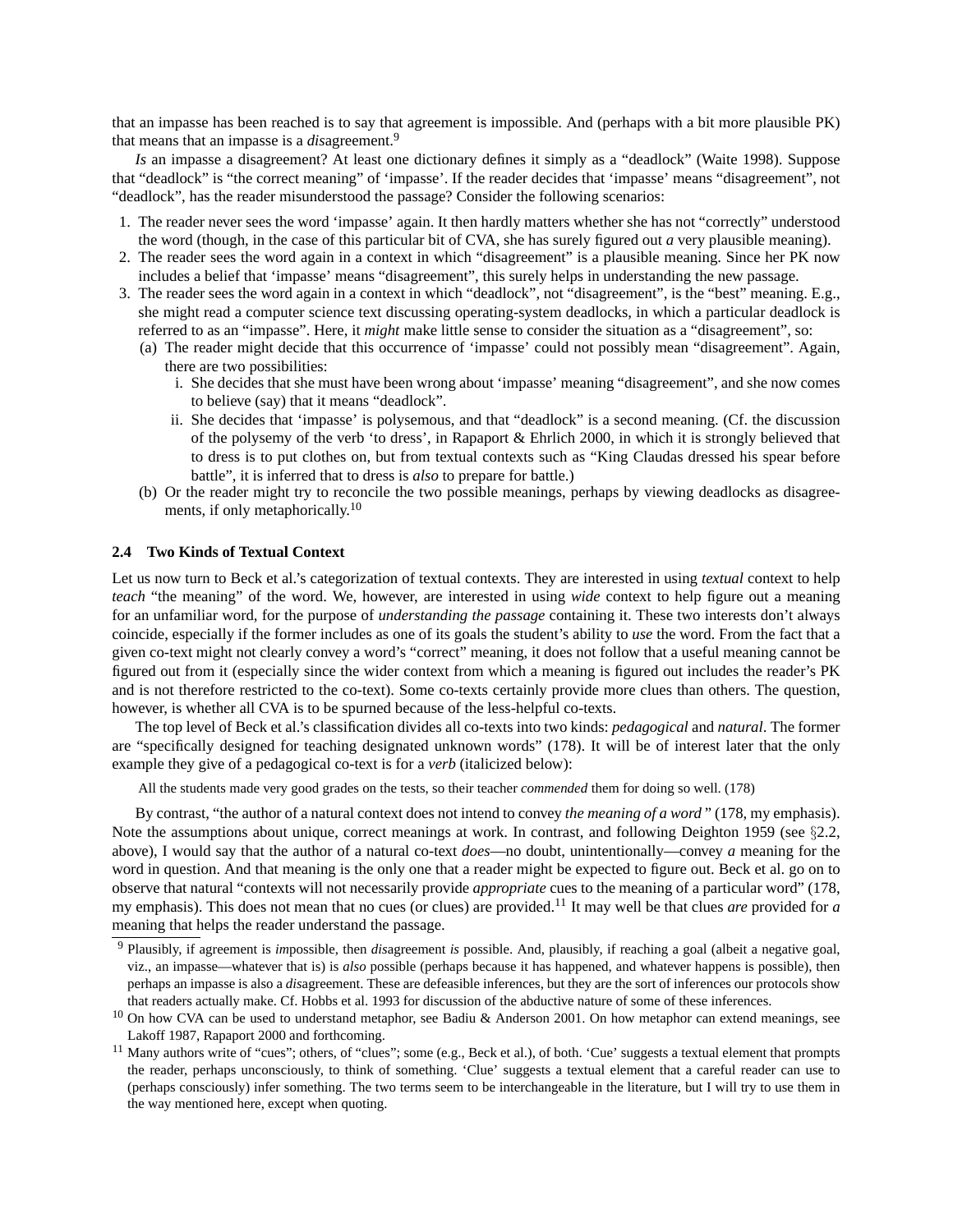that an impasse has been reached is to say that agreement is impossible. And (perhaps with a bit more plausible PK) that means that an impasse is a *dis*agreement.[9]

*Is* an impasse a disagreement? At least one dictionary defines it simply as a "deadlock" (Waite 1998). Suppose that "deadlock" is "the correct meaning" of 'impasse'. If the reader decides that 'impasse' means "disagreement", not "deadlock", has the reader misunderstood the passage? Consider the following scenarios:

1. The reader never sees the word 'impasse' again. It then hardly matters whether she has not "correctly" understood the word (though, in the case of this particular bit of CVA, she has surely figured out *a* very plausible meaning).
2. The reader sees the word again in a context in which "disagreement" is a plausible meaning. Since her PK now includes a belief that 'impasse' means "disagreement", this surely helps in understanding the new passage.
3. The reader sees the word again in a context in which "deadlock", not "disagreement", is the "best" meaning. E.g., she might read a computer science text discussing operating-system deadlocks, in which a particular deadlock is referred to as an "impasse". Here, it *might* make little sense to consider the situation as a "disagreement", so:
   (a) The reader might decide that this occurrence of 'impasse' could not possibly mean "disagreement". Again, there are two possibilities:
      i. She decides that she must have been wrong about 'impasse' meaning "disagreement", and she now comes to believe (say) that it means "deadlock".
      ii. She decides that 'impasse' is polysemous, and that "deadlock" is a second meaning. (Cf. the discussion of the polysemy of the verb 'to dress', in Rapaport & Ehrlich 2000, in which it is strongly believed that to dress is to put clothes on, but from textual contexts such as "King Claudas dressed his spear before battle", it is inferred that to dress is *also* to prepare for battle.)
   (b) Or the reader might try to reconcile the two possible meanings, perhaps by viewing deadlocks as disagreements, if only metaphorically.[10]

### 2.4 Two Kinds of Textual Context

Let us now turn to Beck et al.'s categorization of textual contexts. They are interested in using *textual* context to help *teach* "the meaning" of the word. We, however, are interested in using *wide* context to help figure out a meaning for an unfamiliar word, for the purpose of *understanding the passage* containing it. These two interests don't always coincide, especially if the former includes as one of its goals the student's ability to *use* the word. From the fact that a given co-text might not clearly convey a word's "correct" meaning, it does not follow that a useful meaning cannot be figured out from it (especially since the wider context from which a meaning is figured out includes the reader's PK and is not therefore restricted to the co-text). Some co-texts certainly provide more clues than others. The question, however, is whether all CVA is to be spurned because of the less-helpful co-texts.

The top level of Beck et al.'s classification divides all co-texts into two kinds: *pedagogical* and *natural*. The former are "specifically designed for teaching designated unknown words" (178). It will be of interest later that the only example they give of a pedagogical co-text is for a *verb* (italicized below):

> All the students made very good grades on the tests, so their teacher *commended* them for doing so well. (178)

By contrast, "the author of a natural context does not intend to convey *the meaning of a word* " (178, my emphasis). Note the assumptions about unique, correct meanings at work. In contrast, and following Deighton 1959 (see §2.2, above), I would say that the author of a natural co-text *does*—no doubt, unintentionally—convey *a* meaning for the word in question. And that meaning is the only one that a reader might be expected to figure out. Beck et al. go on to observe that natural "contexts will not necessarily provide *appropriate* cues to the meaning of a particular word" (178, my emphasis). This does not mean that no cues (or clues) are provided.[11] It may well be that clues *are* provided for *a* meaning that helps the reader understand the passage.

---

[9] Plausibly, if agreement is *im*possible, then *dis*agreement *is* possible. And, plausibly, if reaching a goal (albeit a negative goal, viz., an impasse—whatever that is) is *also* possible (perhaps because it has happened, and whatever happens is possible), then perhaps an impasse is also a *dis*agreement. These are defeasible inferences, but they are the sort of inferences our protocols show that readers actually make. Cf. Hobbs et al. 1993 for discussion of the abductive nature of some of these inferences.

[10] On how CVA can be used to understand metaphor, see Badiu & Anderson 2001. On how metaphor can extend meanings, see Lakoff 1987, Rapaport 2000 and forthcoming.

[11] Many authors write of "cues"; others, of "clues"; some (e.g., Beck et al.), of both. 'Cue' suggests a textual element that prompts the reader, perhaps unconsciously, to think of something. 'Clue' suggests a textual element that a careful reader can use to (perhaps consciously) infer something. The two terms seem to be interchangeable in the literature, but I will try to use them in the way mentioned here, except when quoting.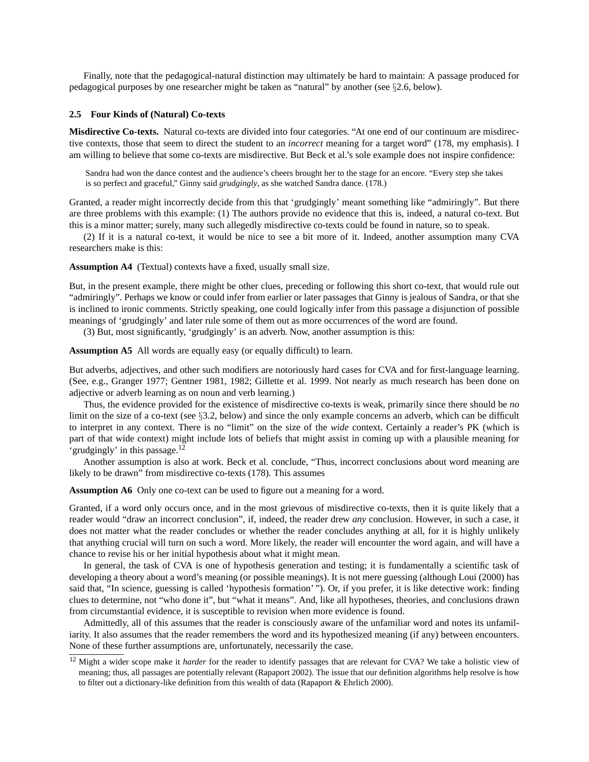Finally, note that the pedagogical-natural distinction may ultimately be hard to maintain: A passage produced for pedagogical purposes by one researcher might be taken as "natural" by another (see §2.6, below).

### 2.5 Four Kinds of (Natural) Co-texts

**Misdirective Co-texts.** Natural co-texts are divided into four categories. "At one end of our continuum are misdirective contexts, those that seem to direct the student to an *incorrect* meaning for a target word" (178, my emphasis). I am willing to believe that some co-texts are misdirective. But Beck et al.'s sole example does not inspire confidence:

> Sandra had won the dance contest and the audience's cheers brought her to the stage for an encore. "Every step she takes is so perfect and graceful," Ginny said *grudgingly*, as she watched Sandra dance. (178.)

Granted, a reader might incorrectly decide from this that 'grudgingly' meant something like "admiringly". But there are three problems with this example: (1) The authors provide no evidence that this is, indeed, a natural co-text. But this is a minor matter; surely, many such allegedly misdirective co-texts could be found in nature, so to speak.

(2) If it is a natural co-text, it would be nice to see a bit more of it. Indeed, another assumption many CVA researchers make is this:

**Assumption A4** (Textual) contexts have a fixed, usually small size.

But, in the present example, there might be other clues, preceding or following this short co-text, that would rule out "admiringly". Perhaps we know or could infer from earlier or later passages that Ginny is jealous of Sandra, or that she is inclined to ironic comments. Strictly speaking, one could logically infer from this passage a disjunction of possible meanings of 'grudgingly' and later rule some of them out as more occurrences of the word are found.

(3) But, most significantly, 'grudgingly' is an adverb. Now, another assumption is this:

**Assumption A5** All words are equally easy (or equally difficult) to learn.

But adverbs, adjectives, and other such modifiers are notoriously hard cases for CVA and for first-language learning. (See, e.g., Granger 1977; Gentner 1981, 1982; Gillette et al. 1999. Not nearly as much research has been done on adjective or adverb learning as on noun and verb learning.)

Thus, the evidence provided for the existence of misdirective co-texts is weak, primarily since there should be *no* limit on the size of a co-text (see §3.2, below) and since the only example concerns an adverb, which can be difficult to interpret in any context. There is no "limit" on the size of the *wide* context. Certainly a reader's PK (which is part of that wide context) might include lots of beliefs that might assist in coming up with a plausible meaning for 'grudgingly' in this passage.[12]

Another assumption is also at work. Beck et al. conclude, "Thus, incorrect conclusions about word meaning are likely to be drawn" from misdirective co-texts (178). This assumes

**Assumption A6** Only one co-text can be used to figure out a meaning for a word.

Granted, if a word only occurs once, and in the most grievous of misdirective co-texts, then it is quite likely that a reader would "draw an incorrect conclusion", if, indeed, the reader drew *any* conclusion. However, in such a case, it does not matter what the reader concludes or whether the reader concludes anything at all, for it is highly unlikely that anything crucial will turn on such a word. More likely, the reader will encounter the word again, and will have a chance to revise his or her initial hypothesis about what it might mean.

In general, the task of CVA is one of hypothesis generation and testing; it is fundamentally a scientific task of developing a theory about a word's meaning (or possible meanings). It is not mere guessing (although Loui (2000) has said that, "In science, guessing is called 'hypothesis formation' "). Or, if you prefer, it is like detective work: finding clues to determine, not "who done it", but "what it means". And, like all hypotheses, theories, and conclusions drawn from circumstantial evidence, it is susceptible to revision when more evidence is found.

Admittedly, all of this assumes that the reader is consciously aware of the unfamiliar word and notes its unfamiliarity. It also assumes that the reader remembers the word and its hypothesized meaning (if any) between encounters. None of these further assumptions are, unfortunately, necessarily the case.

[12] Might a wider scope make it *harder* for the reader to identify passages that are relevant for CVA? We take a holistic view of meaning; thus, all passages are potentially relevant (Rapaport 2002). The issue that our definition algorithms help resolve is how to filter out a dictionary-like definition from this wealth of data (Rapaport & Ehrlich 2000).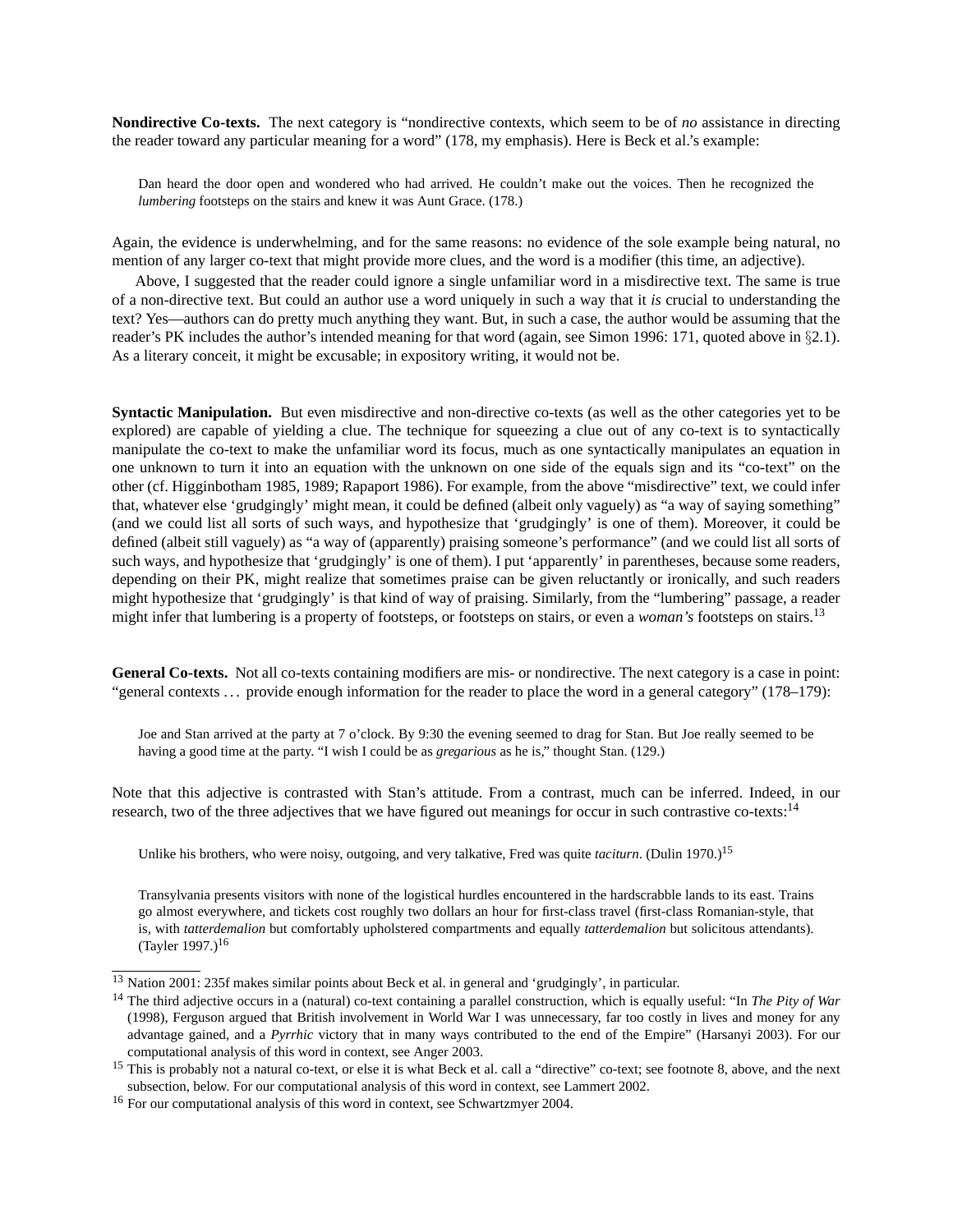**Nondirective Co-texts.** The next category is "nondirective contexts, which seem to be of *no* assistance in directing the reader toward any particular meaning for a word" (178, my emphasis). Here is Beck et al.'s example:

> Dan heard the door open and wondered who had arrived. He couldn't make out the voices. Then he recognized the *lumbering* footsteps on the stairs and knew it was Aunt Grace. (178.)

Again, the evidence is underwhelming, and for the same reasons: no evidence of the sole example being natural, no mention of any larger co-text that might provide more clues, and the word is a modifier (this time, an adjective).

Above, I suggested that the reader could ignore a single unfamiliar word in a misdirective text. The same is true of a non-directive text. But could an author use a word uniquely in such a way that it *is* crucial to understanding the text? Yes—authors can do pretty much anything they want. But, in such a case, the author would be assuming that the reader's PK includes the author's intended meaning for that word (again, see Simon 1996: 171, quoted above in §2.1). As a literary conceit, it might be excusable; in expository writing, it would not be.

**Syntactic Manipulation.** But even misdirective and non-directive co-texts (as well as the other categories yet to be explored) are capable of yielding a clue. The technique for squeezing a clue out of any co-text is to syntactically manipulate the co-text to make the unfamiliar word its focus, much as one syntactically manipulates an equation in one unknown to turn it into an equation with the unknown on one side of the equals sign and its "co-text" on the other (cf. Higginbotham 1985, 1989; Rapaport 1986). For example, from the above "misdirective" text, we could infer that, whatever else 'grudgingly' might mean, it could be defined (albeit only vaguely) as "a way of saying something" (and we could list all sorts of such ways, and hypothesize that 'grudgingly' is one of them). Moreover, it could be defined (albeit still vaguely) as "a way of (apparently) praising someone's performance" (and we could list all sorts of such ways, and hypothesize that 'grudgingly' is one of them). I put 'apparently' in parentheses, because some readers, depending on their PK, might realize that sometimes praise can be given reluctantly or ironically, and such readers might hypothesize that 'grudgingly' is that kind of way of praising. Similarly, from the "lumbering" passage, a reader might infer that lumbering is a property of footsteps, or footsteps on stairs, or even a *woman's* footsteps on stairs.[13]

**General Co-texts.** Not all co-texts containing modifiers are mis- or nondirective. The next category is a case in point: "general contexts ... provide enough information for the reader to place the word in a general category" (178–179):

> Joe and Stan arrived at the party at 7 o'clock. By 9:30 the evening seemed to drag for Stan. But Joe really seemed to be having a good time at the party. "I wish I could be as *gregarious* as he is," thought Stan. (129.)

Note that this adjective is contrasted with Stan's attitude. From a contrast, much can be inferred. Indeed, in our research, two of the three adjectives that we have figured out meanings for occur in such contrastive co-texts:[14]

> Unlike his brothers, who were noisy, outgoing, and very talkative, Fred was quite *taciturn*. (Dulin 1970.)[15]

> Transylvania presents visitors with none of the logistical hurdles encountered in the hardscrabble lands to its east. Trains go almost everywhere, and tickets cost roughly two dollars an hour for first-class travel (first-class Romanian-style, that is, with *tatterdemalion* but comfortably upholstered compartments and equally *tatterdemalion* but solicitous attendants). (Tayler 1997.)[16]

---

[13] Nation 2001: 235f makes similar points about Beck et al. in general and 'grudgingly', in particular.

[14] The third adjective occurs in a (natural) co-text containing a parallel construction, which is equally useful: "In *The Pity of War* (1998), Ferguson argued that British involvement in World War I was unnecessary, far too costly in lives and money for any advantage gained, and a *Pyrrhic* victory that in many ways contributed to the end of the Empire" (Harsanyi 2003). For our computational analysis of this word in context, see Anger 2003.

[15] This is probably not a natural co-text, or else it is what Beck et al. call a "directive" co-text; see footnote 8, above, and the next subsection, below. For our computational analysis of this word in context, see Lammert 2002.

[16] For our computational analysis of this word in context, see Schwartzmyer 2004.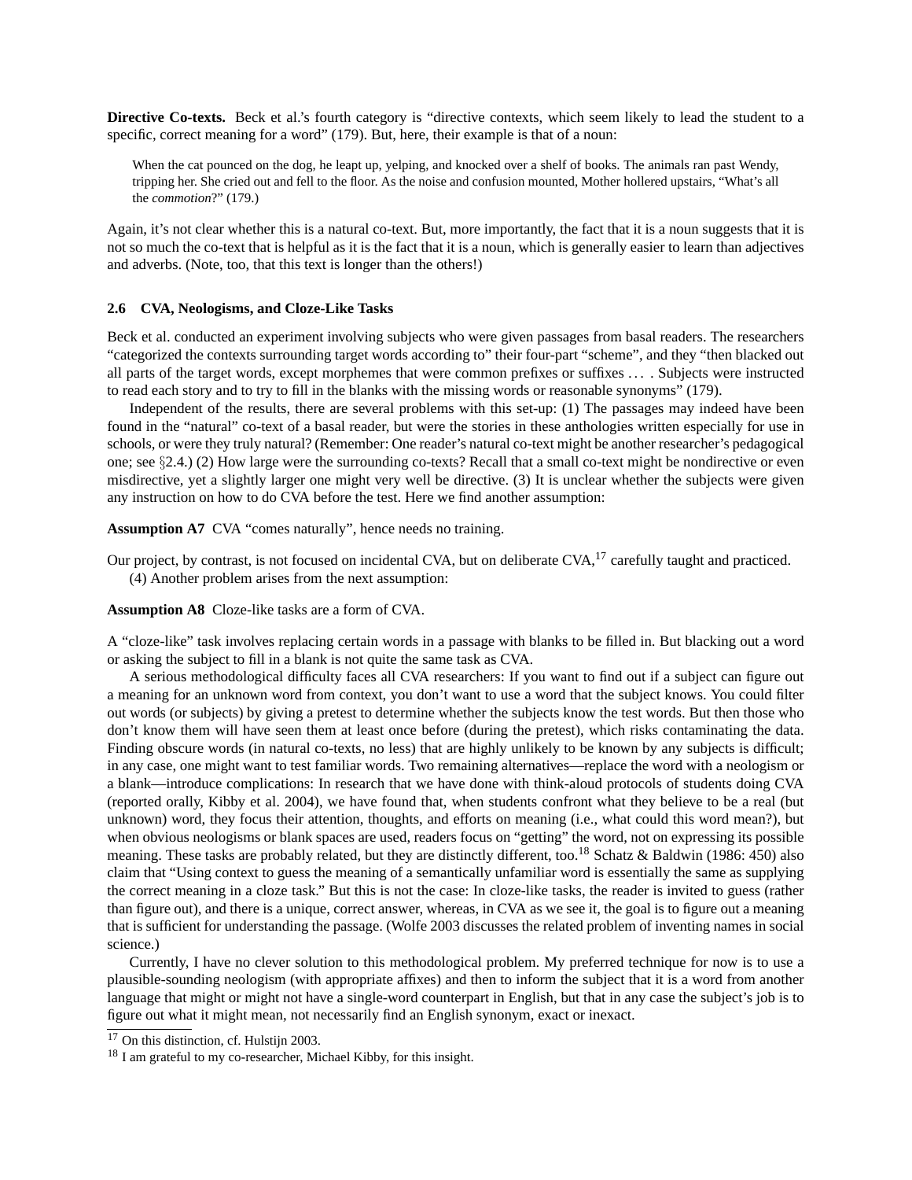**Directive Co-texts.** Beck et al.'s fourth category is "directive contexts, which seem likely to lead the student to a specific, correct meaning for a word" (179). But, here, their example is that of a noun:

> When the cat pounced on the dog, he leapt up, yelping, and knocked over a shelf of books. The animals ran past Wendy, tripping her. She cried out and fell to the floor. As the noise and confusion mounted, Mother hollered upstairs, "What's all the *commotion*?" (179.)

Again, it's not clear whether this is a natural co-text. But, more importantly, the fact that it is a noun suggests that it is not so much the co-text that is helpful as it is the fact that it is a noun, which is generally easier to learn than adjectives and adverbs. (Note, too, that this text is longer than the others!)

### 2.6 CVA, Neologisms, and Cloze-Like Tasks

Beck et al. conducted an experiment involving subjects who were given passages from basal readers. The researchers "categorized the contexts surrounding target words according to" their four-part "scheme", and they "then blacked out all parts of the target words, except morphemes that were common prefixes or suffixes ... . Subjects were instructed to read each story and to try to fill in the blanks with the missing words or reasonable synonyms" (179).

Independent of the results, there are several problems with this set-up: (1) The passages may indeed have been found in the "natural" co-text of a basal reader, but were the stories in these anthologies written especially for use in schools, or were they truly natural? (Remember: One reader's natural co-text might be another researcher's pedagogical one; see §2.4.) (2) How large were the surrounding co-texts? Recall that a small co-text might be nondirective or even misdirective, yet a slightly larger one might very well be directive. (3) It is unclear whether the subjects were given any instruction on how to do CVA before the test. Here we find another assumption:

**Assumption A7** CVA "comes naturally", hence needs no training.

Our project, by contrast, is not focused on incidental CVA, but on deliberate CVA,[17] carefully taught and practiced.

(4) Another problem arises from the next assumption:

**Assumption A8** Cloze-like tasks are a form of CVA.

A "cloze-like" task involves replacing certain words in a passage with blanks to be filled in. But blacking out a word or asking the subject to fill in a blank is not quite the same task as CVA.

A serious methodological difficulty faces all CVA researchers: If you want to find out if a subject can figure out a meaning for an unknown word from context, you don't want to use a word that the subject knows. You could filter out words (or subjects) by giving a pretest to determine whether the subjects know the test words. But then those who don't know them will have seen them at least once before (during the pretest), which risks contaminating the data. Finding obscure words (in natural co-texts, no less) that are highly unlikely to be known by any subjects is difficult; in any case, one might want to test familiar words. Two remaining alternatives—replace the word with a neologism or a blank—introduce complications: In research that we have done with think-aloud protocols of students doing CVA (reported orally, Kibby et al. 2004), we have found that, when students confront what they believe to be a real (but unknown) word, they focus their attention, thoughts, and efforts on meaning (i.e., what could this word mean?), but when obvious neologisms or blank spaces are used, readers focus on "getting" the word, not on expressing its possible meaning. These tasks are probably related, but they are distinctly different, too.[18] Schatz & Baldwin (1986: 450) also claim that "Using context to guess the meaning of a semantically unfamiliar word is essentially the same as supplying the correct meaning in a cloze task." But this is not the case: In cloze-like tasks, the reader is invited to guess (rather than figure out), and there is a unique, correct answer, whereas, in CVA as we see it, the goal is to figure out a meaning that is sufficient for understanding the passage. (Wolfe 2003 discusses the related problem of inventing names in social science.)

Currently, I have no clever solution to this methodological problem. My preferred technique for now is to use a plausible-sounding neologism (with appropriate affixes) and then to inform the subject that it is a word from another language that might or might not have a single-word counterpart in English, but that in any case the subject's job is to figure out what it might mean, not necessarily find an English synonym, exact or inexact.

[17] On this distinction, cf. Hulstijn 2003.

[18] I am grateful to my co-researcher, Michael Kibby, for this insight.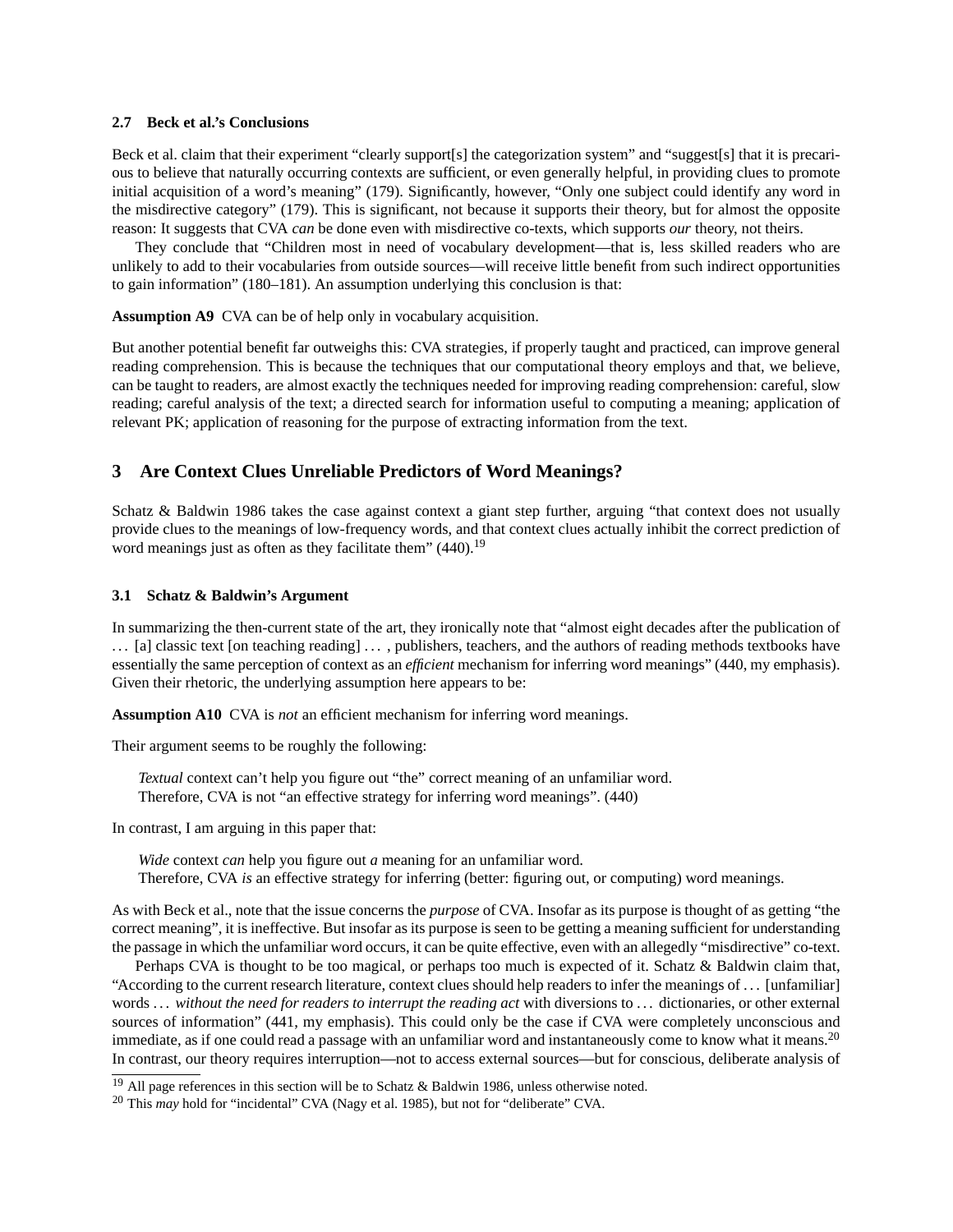### 2.7 Beck et al.'s Conclusions

Beck et al. claim that their experiment "clearly support[s] the categorization system" and "suggest[s] that it is precarious to believe that naturally occurring contexts are sufficient, or even generally helpful, in providing clues to promote initial acquisition of a word's meaning" (179). Significantly, however, "Only one subject could identify any word in the misdirective category" (179). This is significant, not because it supports their theory, but for almost the opposite reason: It suggests that CVA *can* be done even with misdirective co-texts, which supports *our* theory, not theirs.

They conclude that "Children most in need of vocabulary development—that is, less skilled readers who are unlikely to add to their vocabularies from outside sources—will receive little benefit from such indirect opportunities to gain information" (180–181). An assumption underlying this conclusion is that:

**Assumption A9** CVA can be of help only in vocabulary acquisition.

But another potential benefit far outweighs this: CVA strategies, if properly taught and practiced, can improve general reading comprehension. This is because the techniques that our computational theory employs and that, we believe, can be taught to readers, are almost exactly the techniques needed for improving reading comprehension: careful, slow reading; careful analysis of the text; a directed search for information useful to computing a meaning; application of relevant PK; application of reasoning for the purpose of extracting information from the text.

## 3 Are Context Clues Unreliable Predictors of Word Meanings?

Schatz & Baldwin 1986 takes the case against context a giant step further, arguing "that context does not usually provide clues to the meanings of low-frequency words, and that context clues actually inhibit the correct prediction of word meanings just as often as they facilitate them" (440).[19]

### 3.1 Schatz & Baldwin's Argument

In summarizing the then-current state of the art, they ironically note that "almost eight decades after the publication of . . . [a] classic text [on teaching reading] . . . , publishers, teachers, and the authors of reading methods textbooks have essentially the same perception of context as an *efficient* mechanism for inferring word meanings" (440, my emphasis). Given their rhetoric, the underlying assumption here appears to be:

**Assumption A10** CVA is *not* an efficient mechanism for inferring word meanings.

Their argument seems to be roughly the following:

> *Textual* context can't help you figure out "the" correct meaning of an unfamiliar word.
> Therefore, CVA is not "an effective strategy for inferring word meanings". (440)

In contrast, I am arguing in this paper that:

> *Wide* context *can* help you figure out *a* meaning for an unfamiliar word.
> Therefore, CVA *is* an effective strategy for inferring (better: figuring out, or computing) word meanings.

As with Beck et al., note that the issue concerns the *purpose* of CVA. Insofar as its purpose is thought of as getting "the correct meaning", it is ineffective. But insofar as its purpose is seen to be getting a meaning sufficient for understanding the passage in which the unfamiliar word occurs, it can be quite effective, even with an allegedly "misdirective" co-text.

Perhaps CVA is thought to be too magical, or perhaps too much is expected of it. Schatz & Baldwin claim that, "According to the current research literature, context clues should help readers to infer the meanings of . . . [unfamiliar] words . . . *without the need for readers to interrupt the reading act* with diversions to . . . dictionaries, or other external sources of information" (441, my emphasis). This could only be the case if CVA were completely unconscious and immediate, as if one could read a passage with an unfamiliar word and instantaneously come to know what it means.[20] In contrast, our theory requires interruption—not to access external sources—but for conscious, deliberate analysis of

[19] All page references in this section will be to Schatz & Baldwin 1986, unless otherwise noted.

[20] This *may* hold for "incidental" CVA (Nagy et al. 1985), but not for "deliberate" CVA.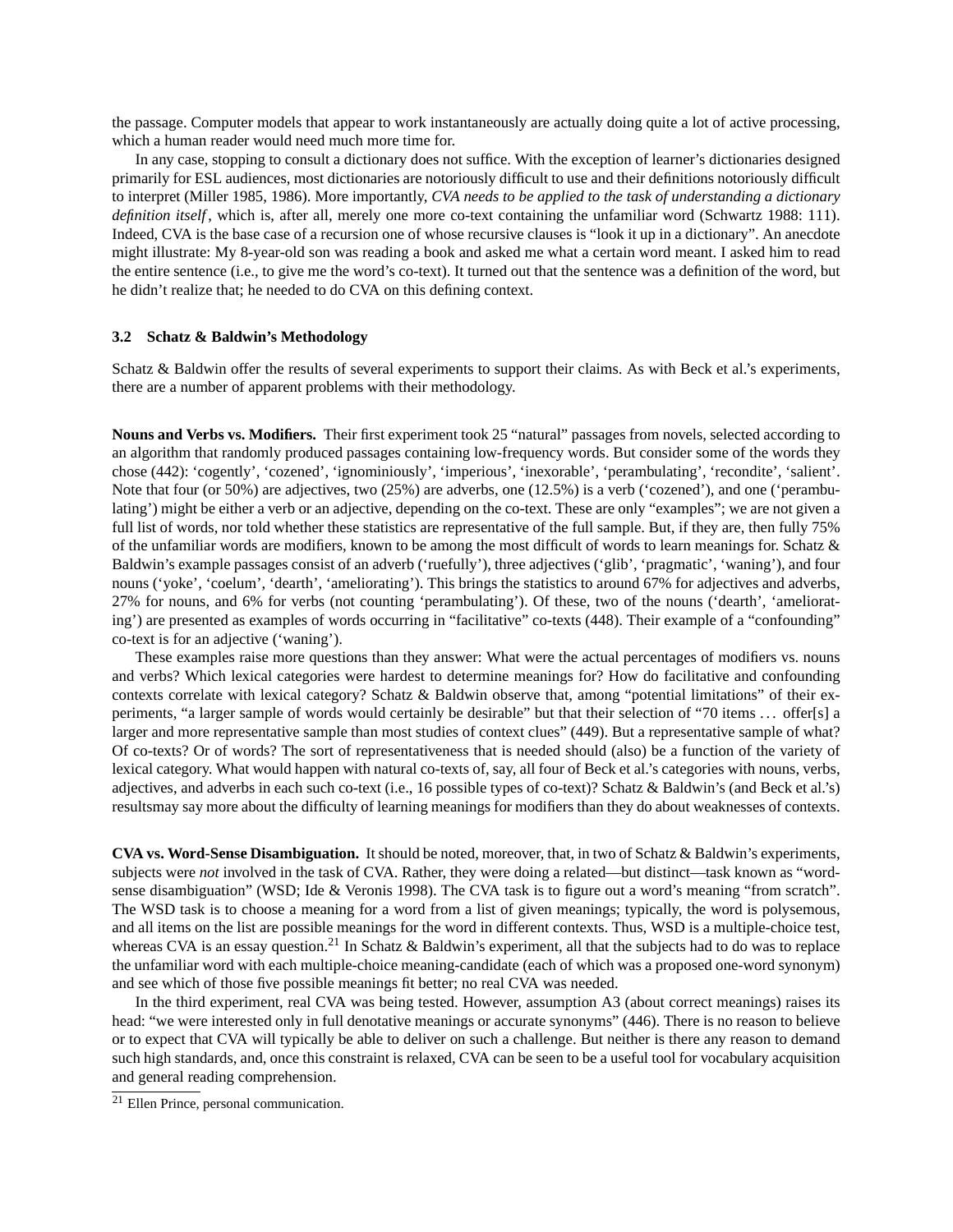the passage. Computer models that appear to work instantaneously are actually doing quite a lot of active processing, which a human reader would need much more time for.

In any case, stopping to consult a dictionary does not suffice. With the exception of learner's dictionaries designed primarily for ESL audiences, most dictionaries are notoriously difficult to use and their definitions notoriously difficult to interpret (Miller 1985, 1986). More importantly, *CVA needs to be applied to the task of understanding a dictionary definition itself*, which is, after all, merely one more co-text containing the unfamiliar word (Schwartz 1988: 111). Indeed, CVA is the base case of a recursion one of whose recursive clauses is "look it up in a dictionary". An anecdote might illustrate: My 8-year-old son was reading a book and asked me what a certain word meant. I asked him to read the entire sentence (i.e., to give me the word's co-text). It turned out that the sentence was a definition of the word, but he didn't realize that; he needed to do CVA on this defining context.

### 3.2 Schatz & Baldwin's Methodology

Schatz & Baldwin offer the results of several experiments to support their claims. As with Beck et al.'s experiments, there are a number of apparent problems with their methodology.

**Nouns and Verbs vs. Modifiers.** Their first experiment took 25 "natural" passages from novels, selected according to an algorithm that randomly produced passages containing low-frequency words. But consider some of the words they chose (442): 'cogently', 'cozened', 'ignominiously', 'imperious', 'inexorable', 'perambulating', 'recondite', 'salient'. Note that four (or 50%) are adjectives, two (25%) are adverbs, one (12.5%) is a verb ('cozened'), and one ('perambulating') might be either a verb or an adjective, depending on the co-text. These are only "examples"; we are not given a full list of words, nor told whether these statistics are representative of the full sample. But, if they are, then fully 75% of the unfamiliar words are modifiers, known to be among the most difficult of words to learn meanings for. Schatz & Baldwin's example passages consist of an adverb ('ruefully'), three adjectives ('glib', 'pragmatic', 'waning'), and four nouns ('yoke', 'coelum', 'dearth', 'ameliorating'). This brings the statistics to around 67% for adjectives and adverbs, 27% for nouns, and 6% for verbs (not counting 'perambulating'). Of these, two of the nouns ('dearth', 'ameliorating') are presented as examples of words occurring in "facilitative" co-texts (448). Their example of a "confounding" co-text is for an adjective ('waning').

These examples raise more questions than they answer: What were the actual percentages of modifiers vs. nouns and verbs? Which lexical categories were hardest to determine meanings for? How do facilitative and confounding contexts correlate with lexical category? Schatz & Baldwin observe that, among "potential limitations" of their experiments, "a larger sample of words would certainly be desirable" but that their selection of "70 items … offer[s] a larger and more representative sample than most studies of context clues" (449). But a representative sample of what? Of co-texts? Or of words? The sort of representativeness that is needed should (also) be a function of the variety of lexical category. What would happen with natural co-texts of, say, all four of Beck et al.'s categories with nouns, verbs, adjectives, and adverbs in each such co-text (i.e., 16 possible types of co-text)? Schatz & Baldwin's (and Beck et al.'s) resultsmay say more about the difficulty of learning meanings for modifiers than they do about weaknesses of contexts.

**CVA vs. Word-Sense Disambiguation.** It should be noted, moreover, that, in two of Schatz & Baldwin's experiments, subjects were *not* involved in the task of CVA. Rather, they were doing a related—but distinct—task known as "word-sense disambiguation" (WSD; Ide & Veronis 1998). The CVA task is to figure out a word's meaning "from scratch". The WSD task is to choose a meaning for a word from a list of given meanings; typically, the word is polysemous, and all items on the list are possible meanings for the word in different contexts. Thus, WSD is a multiple-choice test, whereas CVA is an essay question.[21] In Schatz & Baldwin's experiment, all that the subjects had to do was to replace the unfamiliar word with each multiple-choice meaning-candidate (each of which was a proposed one-word synonym) and see which of those five possible meanings fit better; no real CVA was needed.

In the third experiment, real CVA was being tested. However, assumption A3 (about correct meanings) raises its head: "we were interested only in full denotative meanings or accurate synonyms" (446). There is no reason to believe or to expect that CVA will typically be able to deliver on such a challenge. But neither is there any reason to demand such high standards, and, once this constraint is relaxed, CVA can be seen to be a useful tool for vocabulary acquisition and general reading comprehension.

[21] Ellen Prince, personal communication.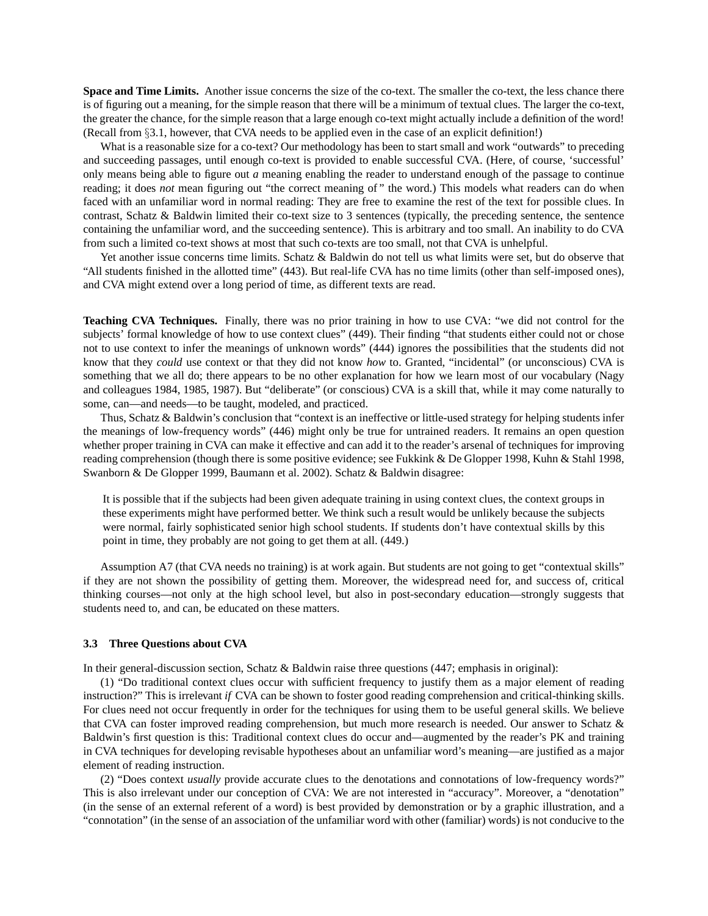**Space and Time Limits.** Another issue concerns the size of the co-text. The smaller the co-text, the less chance there is of figuring out a meaning, for the simple reason that there will be a minimum of textual clues. The larger the co-text, the greater the chance, for the simple reason that a large enough co-text might actually include a definition of the word! (Recall from §3.1, however, that CVA needs to be applied even in the case of an explicit definition!)

What is a reasonable size for a co-text? Our methodology has been to start small and work "outwards" to preceding and succeeding passages, until enough co-text is provided to enable successful CVA. (Here, of course, 'successful' only means being able to figure out *a* meaning enabling the reader to understand enough of the passage to continue reading; it does *not* mean figuring out "the correct meaning of" the word.) This models what readers can do when faced with an unfamiliar word in normal reading: They are free to examine the rest of the text for possible clues. In contrast, Schatz & Baldwin limited their co-text size to 3 sentences (typically, the preceding sentence, the sentence containing the unfamiliar word, and the succeeding sentence). This is arbitrary and too small. An inability to do CVA from such a limited co-text shows at most that such co-texts are too small, not that CVA is unhelpful.

Yet another issue concerns time limits. Schatz & Baldwin do not tell us what limits were set, but do observe that "All students finished in the allotted time" (443). But real-life CVA has no time limits (other than self-imposed ones), and CVA might extend over a long period of time, as different texts are read.

**Teaching CVA Techniques.** Finally, there was no prior training in how to use CVA: "we did not control for the subjects' formal knowledge of how to use context clues" (449). Their finding "that students either could not or chose not to use context to infer the meanings of unknown words" (444) ignores the possibilities that the students did not know that they *could* use context or that they did not know *how* to. Granted, "incidental" (or unconscious) CVA is something that we all do; there appears to be no other explanation for how we learn most of our vocabulary (Nagy and colleagues 1984, 1985, 1987). But "deliberate" (or conscious) CVA is a skill that, while it may come naturally to some, can—and needs—to be taught, modeled, and practiced.

Thus, Schatz & Baldwin's conclusion that "context is an ineffective or little-used strategy for helping students infer the meanings of low-frequency words" (446) might only be true for untrained readers. It remains an open question whether proper training in CVA can make it effective and can add it to the reader's arsenal of techniques for improving reading comprehension (though there is some positive evidence; see Fukkink & De Glopper 1998, Kuhn & Stahl 1998, Swanborn & De Glopper 1999, Baumann et al. 2002). Schatz & Baldwin disagree:

> It is possible that if the subjects had been given adequate training in using context clues, the context groups in these experiments might have performed better. We think such a result would be unlikely because the subjects were normal, fairly sophisticated senior high school students. If students don't have contextual skills by this point in time, they probably are not going to get them at all. (449.)

Assumption A7 (that CVA needs no training) is at work again. But students are not going to get "contextual skills" if they are not shown the possibility of getting them. Moreover, the widespread need for, and success of, critical thinking courses—not only at the high school level, but also in post-secondary education—strongly suggests that students need to, and can, be educated on these matters.

### 3.3 Three Questions about CVA

In their general-discussion section, Schatz & Baldwin raise three questions (447; emphasis in original):

(1) "Do traditional context clues occur with sufficient frequency to justify them as a major element of reading instruction?" This is irrelevant *if* CVA can be shown to foster good reading comprehension and critical-thinking skills. For clues need not occur frequently in order for the techniques for using them to be useful general skills. We believe that CVA can foster improved reading comprehension, but much more research is needed. Our answer to Schatz & Baldwin's first question is this: Traditional context clues do occur and—augmented by the reader's PK and training in CVA techniques for developing revisable hypotheses about an unfamiliar word's meaning—are justified as a major element of reading instruction.

(2) "Does context *usually* provide accurate clues to the denotations and connotations of low-frequency words?" This is also irrelevant under our conception of CVA: We are not interested in "accuracy". Moreover, a "denotation" (in the sense of an external referent of a word) is best provided by demonstration or by a graphic illustration, and a "connotation" (in the sense of an association of the unfamiliar word with other (familiar) words) is not conducive to the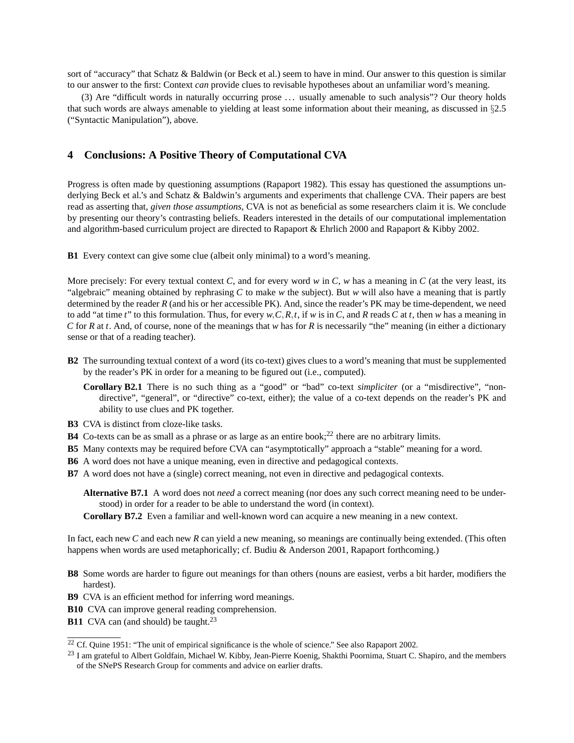sort of "accuracy" that Schatz & Baldwin (or Beck et al.) seem to have in mind. Our answer to this question is similar to our answer to the first: Context *can* provide clues to revisable hypotheses about an unfamiliar word's meaning.

(3) Are "difficult words in naturally occurring prose ... usually amenable to such analysis"? Our theory holds that such words are always amenable to yielding at least some information about their meaning, as discussed in §2.5 ("Syntactic Manipulation"), above.

## 4 Conclusions: A Positive Theory of Computational CVA

Progress is often made by questioning assumptions (Rapaport 1982). This essay has questioned the assumptions underlying Beck et al.'s and Schatz & Baldwin's arguments and experiments that challenge CVA. Their papers are best read as asserting that, *given those assumptions*, CVA is not as beneficial as some researchers claim it is. We conclude by presenting our theory's contrasting beliefs. Readers interested in the details of our computational implementation and algorithm-based curriculum project are directed to Rapaport & Ehrlich 2000 and Rapaport & Kibby 2002.

**B1** Every context can give some clue (albeit only minimal) to a word's meaning.

More precisely: For every textual context $C$, and for every word $w$ in $C$, $w$ has a meaning in $C$ (at the very least, its "algebraic" meaning obtained by rephrasing $C$ to make $w$ the subject). But $w$ will also have a meaning that is partly determined by the reader $R$ (and his or her accessible PK). And, since the reader's PK may be time-dependent, we need to add "at time $t$" to this formulation. Thus, for every $w, C, R, t$, if $w$ is in $C$, and $R$ reads $C$ at $t$, then $w$ has a meaning in $C$ for $R$ at $t$. And, of course, none of the meanings that $w$ has for $R$ is necessarily "the" meaning (in either a dictionary sense or that of a reading teacher).

**B2** The surrounding textual context of a word (its co-text) gives clues to a word's meaning that must be supplemented by the reader's PK in order for a meaning to be figured out (i.e., computed).

**Corollary B2.1** There is no such thing as a "good" or "bad" co-text *simpliciter* (or a "misdirective", "non-directive", "general", or "directive" co-text, either); the value of a co-text depends on the reader's PK and ability to use clues and PK together.

**B3** CVA is distinct from cloze-like tasks.

**B4** Co-texts can be as small as a phrase or as large as an entire book;[22] there are no arbitrary limits.

**B5** Many contexts may be required before CVA can "asymptotically" approach a "stable" meaning for a word.

**B6** A word does not have a unique meaning, even in directive and pedagogical contexts.

**B7** A word does not have a (single) correct meaning, not even in directive and pedagogical contexts.

**Alternative B7.1** A word does not *need* a correct meaning (nor does any such correct meaning need to be understood) in order for a reader to be able to understand the word (in context).

**Corollary B7.2** Even a familiar and well-known word can acquire a new meaning in a new context.

In fact, each new $C$ and each new $R$ can yield a new meaning, so meanings are continually being extended. (This often happens when words are used metaphorically; cf. Budiu & Anderson 2001, Rapaport forthcoming.)

**B8** Some words are harder to figure out meanings for than others (nouns are easiest, verbs a bit harder, modifiers the hardest).

**B9** CVA is an efficient method for inferring word meanings.

**B10** CVA can improve general reading comprehension.

**B11** CVA can (and should) be taught.[23]

---

[22] Cf. Quine 1951: "The unit of empirical significance is the whole of science." See also Rapaport 2002.

[23] I am grateful to Albert Goldfain, Michael W. Kibby, Jean-Pierre Koenig, Shakthi Poornima, Stuart C. Shapiro, and the members of the SNePS Research Group for comments and advice on earlier drafts.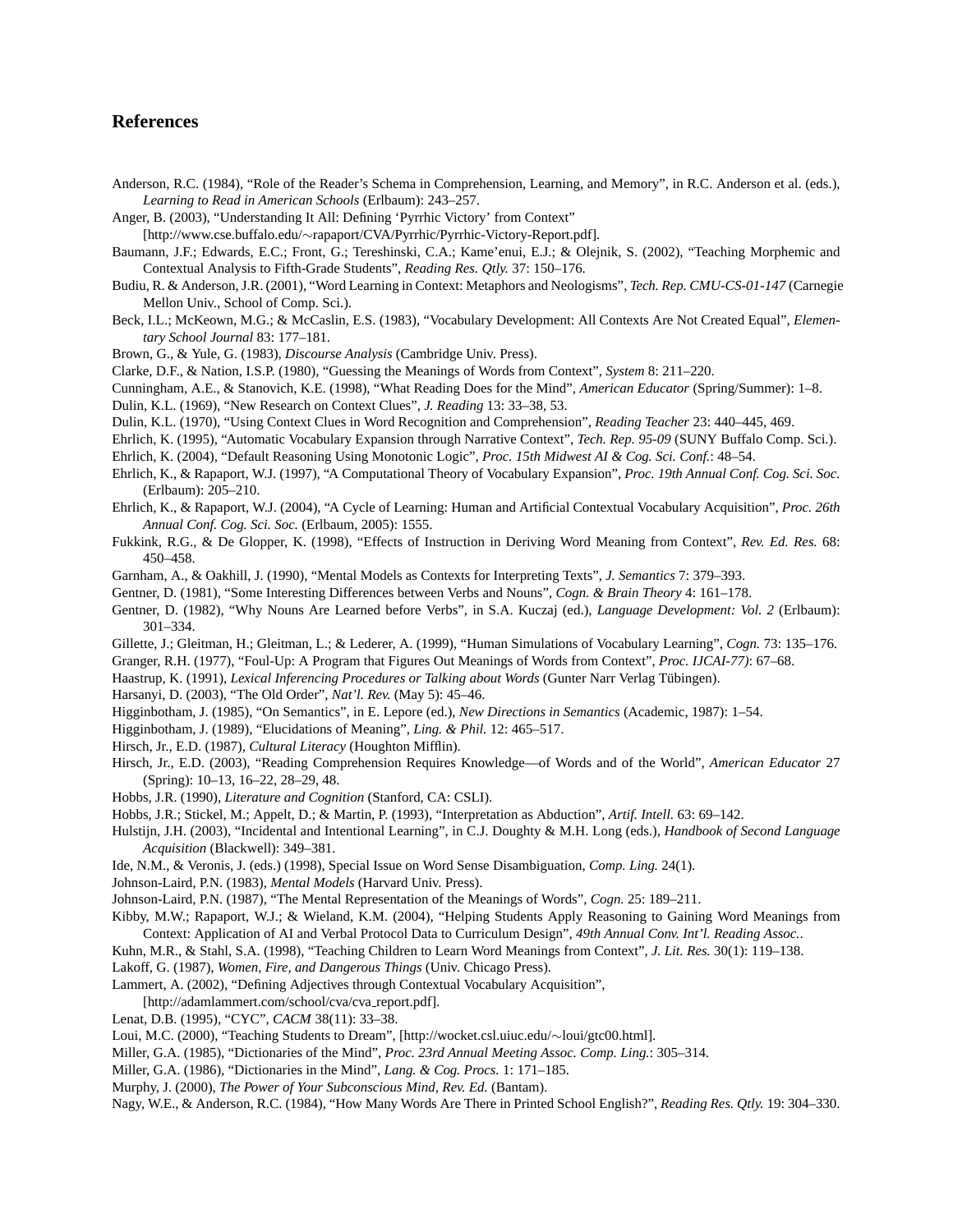## References

Anderson, R.C. (1984), "Role of the Reader's Schema in Comprehension, Learning, and Memory", in R.C. Anderson et al. (eds.), *Learning to Read in American Schools* (Erlbaum): 243–257.

Anger, B. (2003), "Understanding It All: Defining 'Pyrrhic Victory' from Context" [http://www.cse.buffalo.edu/∼rapaport/CVA/Pyrrhic/Pyrrhic-Victory-Report.pdf].

Baumann, J.F.; Edwards, E.C.; Front, G.; Tereshinski, C.A.; Kame'enui, E.J.; & Olejnik, S. (2002), "Teaching Morphemic and Contextual Analysis to Fifth-Grade Students", *Reading Res. Qtly.* 37: 150–176.

Budiu, R. & Anderson, J.R. (2001), "Word Learning in Context: Metaphors and Neologisms", *Tech. Rep. CMU-CS-01-147* (Carnegie Mellon Univ., School of Comp. Sci.).

Beck, I.L.; McKeown, M.G.; & McCaslin, E.S. (1983), "Vocabulary Development: All Contexts Are Not Created Equal", *Elementary School Journal* 83: 177–181.

Brown, G., & Yule, G. (1983), *Discourse Analysis* (Cambridge Univ. Press).

Clarke, D.F., & Nation, I.S.P. (1980), "Guessing the Meanings of Words from Context", *System* 8: 211–220.

Cunningham, A.E., & Stanovich, K.E. (1998), "What Reading Does for the Mind", *American Educator* (Spring/Summer): 1–8.

Dulin, K.L. (1969), "New Research on Context Clues", *J. Reading* 13: 33–38, 53.

Dulin, K.L. (1970), "Using Context Clues in Word Recognition and Comprehension", *Reading Teacher* 23: 440–445, 469.

Ehrlich, K. (1995), "Automatic Vocabulary Expansion through Narrative Context", *Tech. Rep. 95-09* (SUNY Buffalo Comp. Sci.).

Ehrlich, K. (2004), "Default Reasoning Using Monotonic Logic", *Proc. 15th Midwest AI & Cog. Sci. Conf.*: 48–54.

Ehrlich, K., & Rapaport, W.J. (1997), "A Computational Theory of Vocabulary Expansion", *Proc. 19th Annual Conf. Cog. Sci. Soc.* (Erlbaum): 205–210.

Ehrlich, K., & Rapaport, W.J. (2004), "A Cycle of Learning: Human and Artificial Contextual Vocabulary Acquisition", *Proc. 26th Annual Conf. Cog. Sci. Soc.* (Erlbaum, 2005): 1555.

Fukkink, R.G., & De Glopper, K. (1998), "Effects of Instruction in Deriving Word Meaning from Context", *Rev. Ed. Res.* 68: 450–458.

Garnham, A., & Oakhill, J. (1990), "Mental Models as Contexts for Interpreting Texts", *J. Semantics* 7: 379–393.

Gentner, D. (1981), "Some Interesting Differences between Verbs and Nouns", *Cogn. & Brain Theory* 4: 161–178.

Gentner, D. (1982), "Why Nouns Are Learned before Verbs", in S.A. Kuczaj (ed.), *Language Development: Vol. 2* (Erlbaum): 301–334.

Gillette, J.; Gleitman, H.; Gleitman, L.; & Lederer, A. (1999), "Human Simulations of Vocabulary Learning", *Cogn.* 73: 135–176.

Granger, R.H. (1977), "Foul-Up: A Program that Figures Out Meanings of Words from Context", *Proc. IJCAI-77)*: 67–68.

Haastrup, K. (1991), *Lexical Inferencing Procedures or Talking about Words* (Gunter Narr Verlag Tübingen).

Harsanyi, D. (2003), "The Old Order", *Nat'l. Rev.* (May 5): 45–46.

Higginbotham, J. (1985), "On Semantics", in E. Lepore (ed.), *New Directions in Semantics* (Academic, 1987): 1–54.

Higginbotham, J. (1989), "Elucidations of Meaning", *Ling. & Phil.* 12: 465–517.

Hirsch, Jr., E.D. (1987), *Cultural Literacy* (Houghton Mifflin).

Hirsch, Jr., E.D. (2003), "Reading Comprehension Requires Knowledge—of Words and of the World", *American Educator* 27 (Spring): 10–13, 16–22, 28–29, 48.

Hobbs, J.R. (1990), *Literature and Cognition* (Stanford, CA: CSLI).

Hobbs, J.R.; Stickel, M.; Appelt, D.; & Martin, P. (1993), "Interpretation as Abduction", *Artif. Intell.* 63: 69–142.

Hulstijn, J.H. (2003), "Incidental and Intentional Learning", in C.J. Doughty & M.H. Long (eds.), *Handbook of Second Language Acquisition* (Blackwell): 349–381.

Ide, N.M., & Veronis, J. (eds.) (1998), Special Issue on Word Sense Disambiguation, *Comp. Ling.* 24(1).

Johnson-Laird, P.N. (1983), *Mental Models* (Harvard Univ. Press).

Johnson-Laird, P.N. (1987), "The Mental Representation of the Meanings of Words", *Cogn.* 25: 189–211.

Kibby, M.W.; Rapaport, W.J.; & Wieland, K.M. (2004), "Helping Students Apply Reasoning to Gaining Word Meanings from Context: Application of AI and Verbal Protocol Data to Curriculum Design", *49th Annual Conv. Int'l. Reading Assoc.*.

Kuhn, M.R., & Stahl, S.A. (1998), "Teaching Children to Learn Word Meanings from Context", *J. Lit. Res.* 30(1): 119–138.

Lakoff, G. (1987), *Women, Fire, and Dangerous Things* (Univ. Chicago Press).

Lammert, A. (2002), "Defining Adjectives through Contextual Vocabulary Acquisition", [http://adamlammert.com/school/cva/cva_report.pdf].

Lenat, D.B. (1995), "CYC", *CACM* 38(11): 33–38.

Loui, M.C. (2000), "Teaching Students to Dream", [http://wocket.csl.uiuc.edu/∼loui/gtc00.html].

Miller, G.A. (1985), "Dictionaries of the Mind", *Proc. 23rd Annual Meeting Assoc. Comp. Ling.*: 305–314.

Miller, G.A. (1986), "Dictionaries in the Mind", *Lang. & Cog. Procs.* 1: 171–185.

Murphy, J. (2000), *The Power of Your Subconscious Mind, Rev. Ed.* (Bantam).

Nagy, W.E., & Anderson, R.C. (1984), "How Many Words Are There in Printed School English?", *Reading Res. Qtly.* 19: 304–330.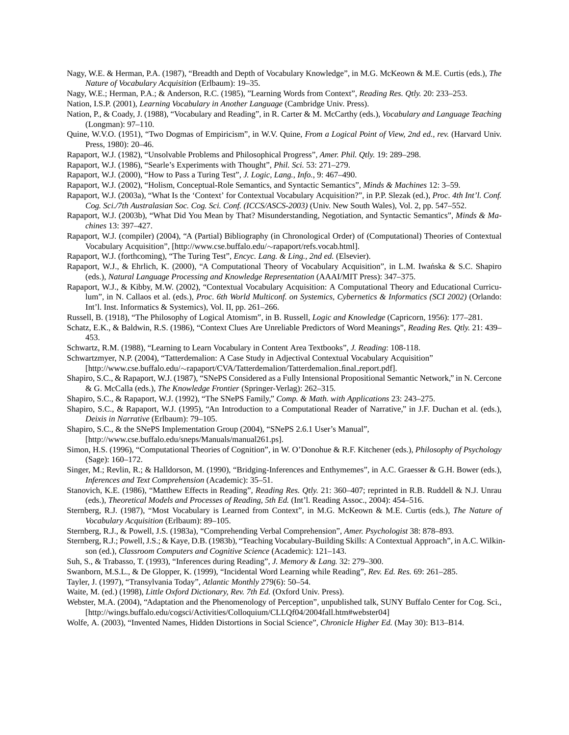Nagy, W.E. & Herman, P.A. (1987), "Breadth and Depth of Vocabulary Knowledge", in M.G. McKeown & M.E. Curtis (eds.), *The Nature of Vocabulary Acquisition* (Erlbaum): 19–35.

Nagy, W.E.; Herman, P.A.; & Anderson, R.C. (1985), "Learning Words from Context", *Reading Res. Qtly.* 20: 233–253.

Nation, I.S.P. (2001), *Learning Vocabulary in Another Language* (Cambridge Univ. Press).

Nation, P., & Coady, J. (1988), "Vocabulary and Reading", in R. Carter & M. McCarthy (eds.), *Vocabulary and Language Teaching* (Longman): 97–110.

Quine, W.V.O. (1951), "Two Dogmas of Empiricism", in W.V. Quine, *From a Logical Point of View, 2nd ed., rev.* (Harvard Univ. Press, 1980): 20–46.

Rapaport, W.J. (1982), "Unsolvable Problems and Philosophical Progress", *Amer. Phil. Qtly.* 19: 289–298.

Rapaport, W.J. (1986), "Searle's Experiments with Thought", *Phil. Sci.* 53: 271–279.

Rapaport, W.J. (2000), "How to Pass a Turing Test", *J. Logic, Lang., Info.*, 9: 467–490.

Rapaport, W.J. (2002), "Holism, Conceptual-Role Semantics, and Syntactic Semantics", *Minds & Machines* 12: 3–59.

Rapaport, W.J. (2003a), "What Is the 'Context' for Contextual Vocabulary Acquisition?", in P.P. Slezak (ed.), *Proc. 4th Int'l. Conf. Cog. Sci./7th Australasian Soc. Cog. Sci. Conf. (ICCS/ASCS-2003)* (Univ. New South Wales), Vol. 2, pp. 547–552.

Rapaport, W.J. (2003b), "What Did You Mean by That? Misunderstanding, Negotiation, and Syntactic Semantics", *Minds & Machines* 13: 397–427.

Rapaport, W.J. (compiler) (2004), "A (Partial) Bibliography (in Chronological Order) of (Computational) Theories of Contextual Vocabulary Acquisition", [http://www.cse.buffalo.edu/∼rapaport/refs.vocab.html].

Rapaport, W.J. (forthcoming), "The Turing Test", *Encyc. Lang. & Ling., 2nd ed.* (Elsevier).

Rapaport, W.J., & Ehrlich, K. (2000), "A Computational Theory of Vocabulary Acquisition", in L.M. Iwańska & S.C. Shapiro (eds.), *Natural Language Processing and Knowledge Representation* (AAAI/MIT Press): 347–375.

Rapaport, W.J., & Kibby, M.W. (2002), "Contextual Vocabulary Acquisition: A Computational Theory and Educational Curriculum", in N. Callaos et al. (eds.), *Proc. 6th World Multiconf. on Systemics, Cybernetics & Informatics (SCI 2002)* (Orlando: Int'l. Inst. Informatics & Systemics), Vol. II, pp. 261–266.

Russell, B. (1918), "The Philosophy of Logical Atomism", in B. Russell, *Logic and Knowledge* (Capricorn, 1956): 177–281.

Schatz, E.K., & Baldwin, R.S. (1986), "Context Clues Are Unreliable Predictors of Word Meanings", *Reading Res. Qtly.* 21: 439–453.

Schwartz, R.M. (1988), "Learning to Learn Vocabulary in Content Area Textbooks", *J. Reading*: 108-118.

Schwartzmyer, N.P. (2004), "Tatterdemalion: A Case Study in Adjectival Contextual Vocabulary Acquisition" [http://www.cse.buffalo.edu/∼rapaport/CVA/Tatterdemalion/Tatterdemalion_final_report.pdf].

Shapiro, S.C., & Rapaport, W.J. (1987), "SNePS Considered as a Fully Intensional Propositional Semantic Network," in N. Cercone & G. McCalla (eds.), *The Knowledge Frontier* (Springer-Verlag): 262–315.

Shapiro, S.C., & Rapaport, W.J. (1992), "The SNePS Family," *Comp. & Math. with Applications* 23: 243–275.

Shapiro, S.C., & Rapaport, W.J. (1995), "An Introduction to a Computational Reader of Narrative," in J.F. Duchan et al. (eds.), *Deixis in Narrative* (Erlbaum): 79–105.

Shapiro, S.C., & the SNePS Implementation Group (2004), "SNePS 2.6.1 User's Manual", [http://www.cse.buffalo.edu/sneps/Manuals/manual261.ps].

Simon, H.S. (1996), "Computational Theories of Cognition", in W. O'Donohue & R.F. Kitchener (eds.), *Philosophy of Psychology* (Sage): 160–172.

Singer, M.; Revlin, R.; & Halldorson, M. (1990), "Bridging-Inferences and Enthymemes", in A.C. Graesser & G.H. Bower (eds.), *Inferences and Text Comprehension* (Academic): 35–51.

Stanovich, K.E. (1986), "Matthew Effects in Reading", *Reading Res. Qtly.* 21: 360–407; reprinted in R.B. Ruddell & N.J. Unrau (eds.), *Theoretical Models and Processes of Reading, 5th Ed.* (Int'l. Reading Assoc., 2004): 454–516.

Sternberg, R.J. (1987), "Most Vocabulary is Learned from Context", in M.G. McKeown & M.E. Curtis (eds.), *The Nature of Vocabulary Acquisition* (Erlbaum): 89–105.

Sternberg, R.J., & Powell, J.S. (1983a), "Comprehending Verbal Comprehension", *Amer. Psychologist* 38: 878–893.

Sternberg, R.J.; Powell, J.S.; & Kaye, D.B. (1983b), "Teaching Vocabulary-Building Skills: A Contextual Approach", in A.C. Wilkinson (ed.), *Classroom Computers and Cognitive Science* (Academic): 121–143.

Suh, S., & Trabasso, T. (1993), "Inferences during Reading", *J. Memory & Lang.* 32: 279–300.

Swanborn, M.S.L., & De Glopper, K. (1999), "Incidental Word Learning while Reading", *Rev. Ed. Res.* 69: 261–285.

Tayler, J. (1997), "Transylvania Today", *Atlantic Monthly* 279(6): 50–54.

Waite, M. (ed.) (1998), *Little Oxford Dictionary, Rev. 7th Ed.* (Oxford Univ. Press).

Webster, M.A. (2004), "Adaptation and the Phenomenology of Perception", unpublished talk, SUNY Buffalo Center for Cog. Sci., [http://wings.buffalo.edu/cogsci/Activities/Colloquium/CLLQf04/2004fall.htm#webster04]

Wolfe, A. (2003), "Invented Names, Hidden Distortions in Social Science", *Chronicle Higher Ed.* (May 30): B13–B14.